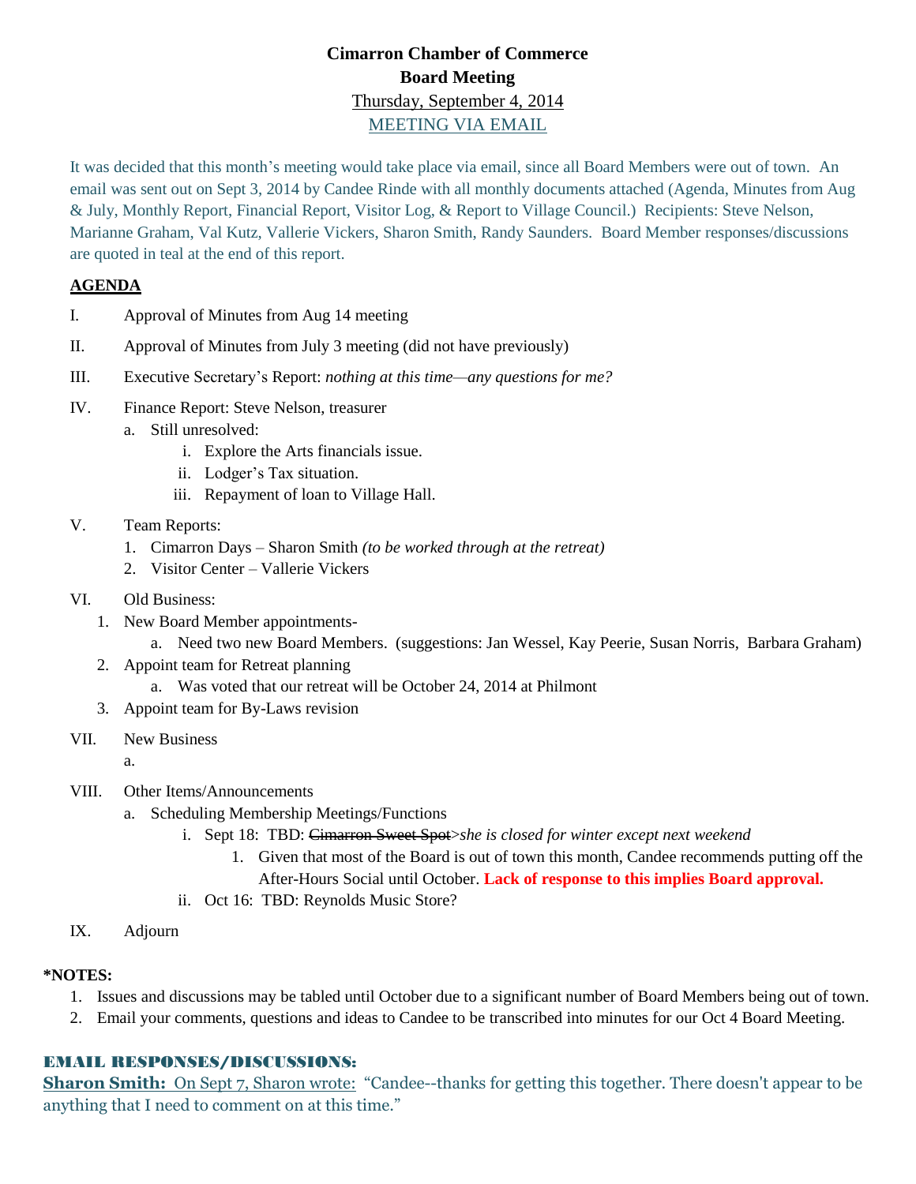# Cimarron Chamber of Commerce
## Board Meeting
Thursday, September 4, 2014

MEETING VIA EMAIL

It was decided that this month's meeting would take place via email, since all Board Members were out of town. An email was sent out on Sept 3, 2014 by Candee Rinde with all monthly documents attached (Agenda, Minutes from Aug & July, Monthly Report, Financial Report, Visitor Log, & Report to Village Council.) Recipients: Steve Nelson, Marianne Graham, Val Kutz, Vallerie Vickers, Sharon Smith, Randy Saunders. Board Member responses/discussions are quoted in teal at the end of this report.

**AGENDA**

I. Approval of Minutes from Aug 14 meeting

II. Approval of Minutes from July 3 meeting (did not have previously)

III. Executive Secretary's Report: *nothing at this time—any questions for me?*

IV. Finance Report: Steve Nelson, treasurer
   - a. Still unresolved:
     - i. Explore the Arts financials issue.
     - ii. Lodger's Tax situation.
     - iii. Repayment of loan to Village Hall.

V. Team Reports:
   1. Cimarron Days – Sharon Smith *(to be worked through at the retreat)*
   2. Visitor Center – Vallerie Vickers

VI. Old Business:
   1. New Board Member appointments-
      - a. Need two new Board Members. (suggestions: Jan Wessel, Kay Peerie, Susan Norris, Barbara Graham)
   2. Appoint team for Retreat planning
      - a. Was voted that our retreat will be October 24, 2014 at Philmont
   3. Appoint team for By-Laws revision

VII. New Business
   - a.

VIII. Other Items/Announcements
   - a. Scheduling Membership Meetings/Functions
     - i. Sept 18: TBD: ~~Cimarron Sweet Spot~~>*she is closed for winter except next weekend*
       1. Given that most of the Board is out of town this month, Candee recommends putting off the After-Hours Social until October. **Lack of response to this implies Board approval.**
     - ii. Oct 16: TBD: Reynolds Music Store?

IX. Adjourn

**\*NOTES:**
1. Issues and discussions may be tabled until October due to a significant number of Board Members being out of town.
2. Email your comments, questions and ideas to Candee to be transcribed into minutes for our Oct 4 Board Meeting.

## EMAIL RESPONSES/DISCUSSIONS:

**Sharon Smith:** On Sept 7, Sharon wrote: "Candee--thanks for getting this together. There doesn't appear to be anything that I need to comment on at this time."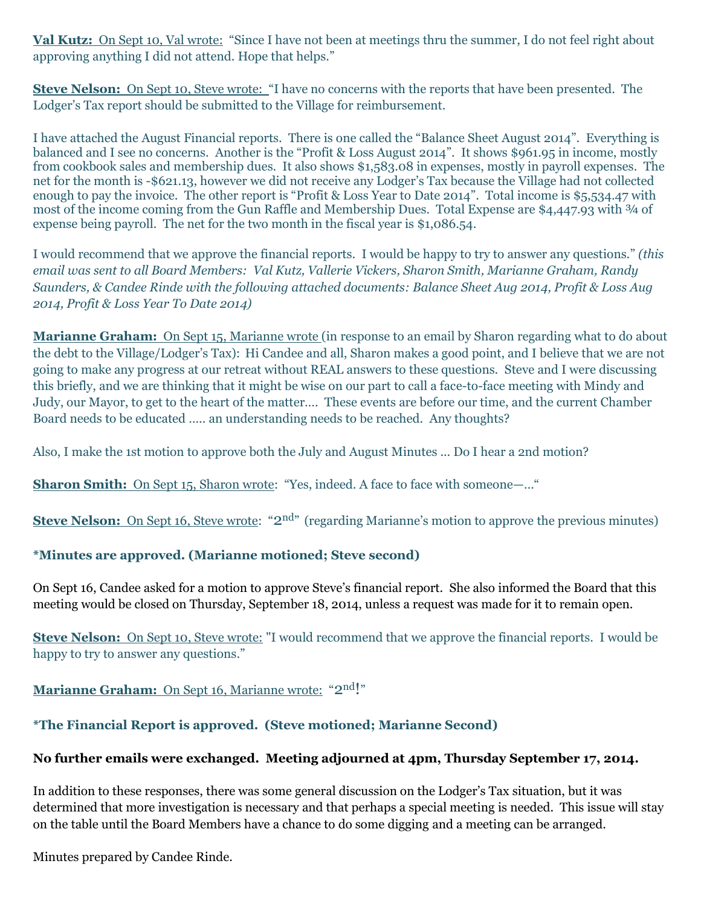**Val Kutz:** On Sept 10, Val wrote: "Since I have not been at meetings thru the summer, I do not feel right about approving anything I did not attend. Hope that helps."

**Steve Nelson:** On Sept 10, Steve wrote: "I have no concerns with the reports that have been presented. The Lodger's Tax report should be submitted to the Village for reimbursement.

I have attached the August Financial reports. There is one called the "Balance Sheet August 2014". Everything is balanced and I see no concerns. Another is the "Profit & Loss August 2014". It shows $961.95 in income, mostly from cookbook sales and membership dues. It also shows $1,583.08 in expenses, mostly in payroll expenses. The net for the month is -$621.13, however we did not receive any Lodger's Tax because the Village had not collected enough to pay the invoice. The other report is "Profit & Loss Year to Date 2014". Total income is $5,534.47 with most of the income coming from the Gun Raffle and Membership Dues. Total Expense are $4,447.93 with ¾ of expense being payroll. The net for the two month in the fiscal year is $1,086.54.

I would recommend that we approve the financial reports. I would be happy to try to answer any questions." *(this email was sent to all Board Members: Val Kutz, Vallerie Vickers, Sharon Smith, Marianne Graham, Randy Saunders, & Candee Rinde with the following attached documents: Balance Sheet Aug 2014, Profit & Loss Aug 2014, Profit & Loss Year To Date 2014)*

**Marianne Graham:** On Sept 15, Marianne wrote (in response to an email by Sharon regarding what to do about the debt to the Village/Lodger's Tax): Hi Candee and all, Sharon makes a good point, and I believe that we are not going to make any progress at our retreat without REAL answers to these questions. Steve and I were discussing this briefly, and we are thinking that it might be wise on our part to call a face-to-face meeting with Mindy and Judy, our Mayor, to get to the heart of the matter.... These events are before our time, and the current Chamber Board needs to be educated ..... an understanding needs to be reached. Any thoughts?

Also, I make the 1st motion to approve both the July and August Minutes ... Do I hear a 2nd motion?

**Sharon Smith:** On Sept 15, Sharon wrote: "Yes, indeed. A face to face with someone—..."

**Steve Nelson:** On Sept 16, Steve wrote: "2nd" (regarding Marianne's motion to approve the previous minutes)

**\*Minutes are approved. (Marianne motioned; Steve second)**

On Sept 16, Candee asked for a motion to approve Steve's financial report. She also informed the Board that this meeting would be closed on Thursday, September 18, 2014, unless a request was made for it to remain open.

**Steve Nelson:** On Sept 10, Steve wrote: "I would recommend that we approve the financial reports. I would be happy to try to answer any questions."

**Marianne Graham:** On Sept 16, Marianne wrote: "2nd!"

**\*The Financial Report is approved. (Steve motioned; Marianne Second)**

**No further emails were exchanged. Meeting adjourned at 4pm, Thursday September 17, 2014.**

In addition to these responses, there was some general discussion on the Lodger's Tax situation, but it was determined that more investigation is necessary and that perhaps a special meeting is needed. This issue will stay on the table until the Board Members have a chance to do some digging and a meeting can be arranged.

Minutes prepared by Candee Rinde.